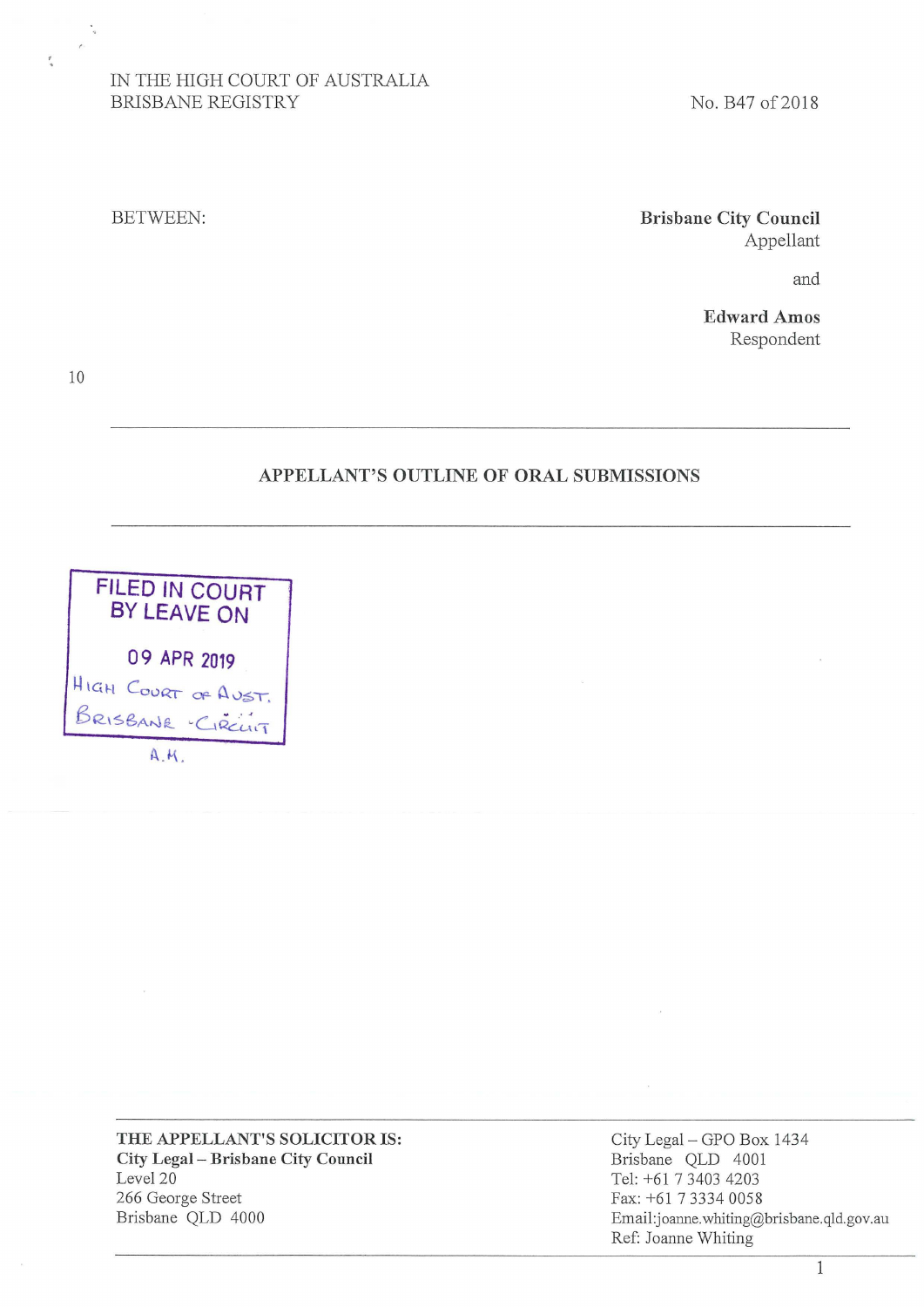IN THE HIGH COURT OF AUSTRALIA
BRISBANE REGISTRY

No. B47 of 2018

BETWEEN:

**Brisbane City Council**
Appellant

and

**Edward Amos**
Respondent

---

## APPELLANT'S OUTLINE OF ORAL SUBMISSIONS

---

FILED IN COURT
BY LEAVE ON
09 APR 2019
HIGH COURT OF AUST.
BRISBANE CIRCUIT
A.H.

---

**THE APPELLANT'S SOLICITOR IS:**
**City Legal – Brisbane City Council**
Level 20
266 George Street
Brisbane QLD 4000

City Legal – GPO Box 1434
Brisbane QLD 4001
Tel: +61 7 3403 4203
Fax: +61 7 3334 0058
Email:joanne.whiting@brisbane.qld.gov.au
Ref: Joanne Whiting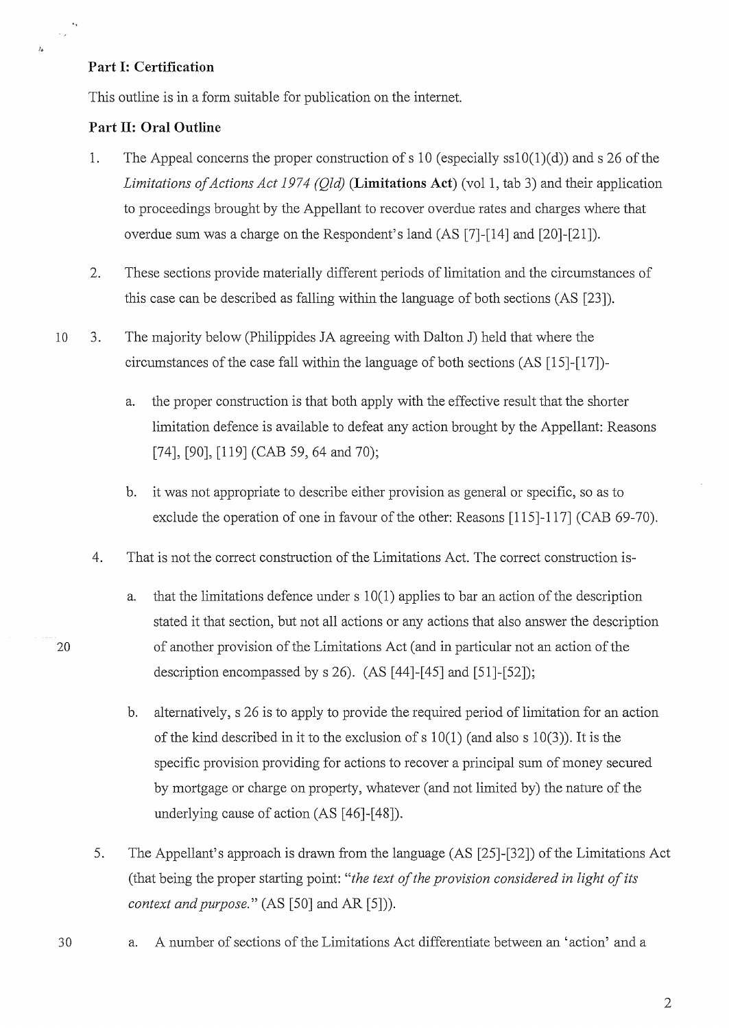**Part I: Certification**

This outline is in a form suitable for publication on the internet.

**Part II: Oral Outline**

1. The Appeal concerns the proper construction of s 10 (especially ss10(1)(d)) and s 26 of the *Limitations of Actions Act 1974 (Qld)* (**Limitations Act**) (vol 1, tab 3) and their application to proceedings brought by the Appellant to recover overdue rates and charges where that overdue sum was a charge on the Respondent's land (AS [7]-[14] and [20]-[21]).

2. These sections provide materially different periods of limitation and the circumstances of this case can be described as falling within the language of both sections (AS [23]).

3. The majority below (Philippides JA agreeing with Dalton J) held that where the circumstances of the case fall within the language of both sections (AS [15]-[17])-

   a. the proper construction is that both apply with the effective result that the shorter limitation defence is available to defeat any action brought by the Appellant: Reasons [74], [90], [119] (CAB 59, 64 and 70);

   b. it was not appropriate to describe either provision as general or specific, so as to exclude the operation of one in favour of the other: Reasons [115]-117] (CAB 69-70).

4. That is not the correct construction of the Limitations Act. The correct construction is-

   a. that the limitations defence under s 10(1) applies to bar an action of the description stated it that section, but not all actions or any actions that also answer the description of another provision of the Limitations Act (and in particular not an action of the description encompassed by s 26). (AS [44]-[45] and [51]-[52]);

   b. alternatively, s 26 is to apply to provide the required period of limitation for an action of the kind described in it to the exclusion of s 10(1) (and also s 10(3)). It is the specific provision providing for actions to recover a principal sum of money secured by mortgage or charge on property, whatever (and not limited by) the nature of the underlying cause of action (AS [46]-[48]).

5. The Appellant's approach is drawn from the language (AS [25]-[32]) of the Limitations Act (that being the proper starting point: "*the text of the provision considered in light of its context and purpose.*" (AS [50] and AR [5])).

   a. A number of sections of the Limitations Act differentiate between an 'action' and a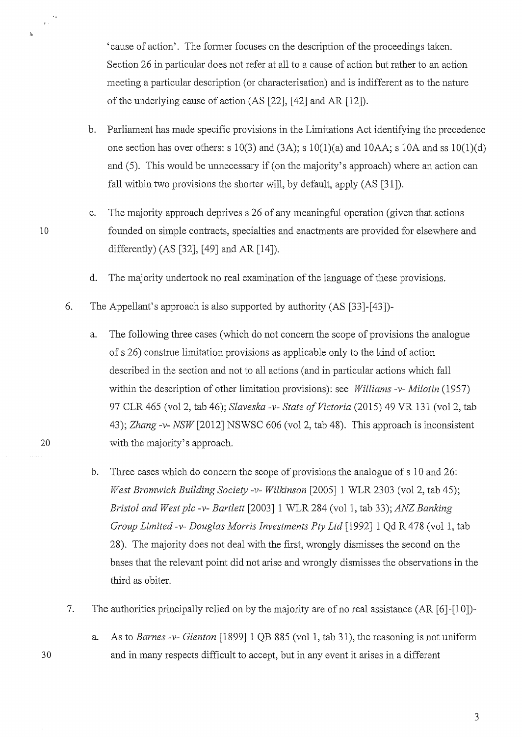'cause of action'. The former focuses on the description of the proceedings taken. Section 26 in particular does not refer at all to a cause of action but rather to an action meeting a particular description (or characterisation) and is indifferent as to the nature of the underlying cause of action (AS [22], [42] and AR [12]).

b. Parliament has made specific provisions in the Limitations Act identifying the precedence one section has over others: s 10(3) and (3A); s 10(1)(a) and 10AA; s 10A and ss 10(1)(d) and (5). This would be unnecessary if (on the majority's approach) where an action can fall within two provisions the shorter will, by default, apply (AS [31]).

c. The majority approach deprives s 26 of any meaningful operation (given that actions founded on simple contracts, specialties and enactments are provided for elsewhere and differently) (AS [32], [49] and AR [14]).

d. The majority undertook no real examination of the language of these provisions.

6. The Appellant's approach is also supported by authority (AS [33]-[43])-

   a. The following three cases (which do not concern the scope of provisions the analogue of s 26) construe limitation provisions as applicable only to the kind of action described in the section and not to all actions (and in particular actions which fall within the description of other limitation provisions): see *Williams -v- Milotin* (1957) 97 CLR 465 (vol 2, tab 46); *Slaveska -v- State of Victoria* (2015) 49 VR 131 (vol 2, tab 43); *Zhang -v- NSW* [2012] NSWSC 606 (vol 2, tab 48). This approach is inconsistent with the majority's approach.

   b. Three cases which do concern the scope of provisions the analogue of s 10 and 26: *West Bromwich Building Society -v- Wilkinson* [2005] 1 WLR 2303 (vol 2, tab 45); *Bristol and West plc -v- Bartlett* [2003] 1 WLR 284 (vol 1, tab 33); *ANZ Banking Group Limited -v- Douglas Morris Investments Pty Ltd* [1992] 1 Qd R 478 (vol 1, tab 28). The majority does not deal with the first, wrongly dismisses the second on the bases that the relevant point did not arise and wrongly dismisses the observations in the third as obiter.

7. The authorities principally relied on by the majority are of no real assistance (AR [6]-[10])-

   a. As to *Barnes -v- Glenton* [1899] 1 QB 885 (vol 1, tab 31), the reasoning is not uniform and in many respects difficult to accept, but in any event it arises in a different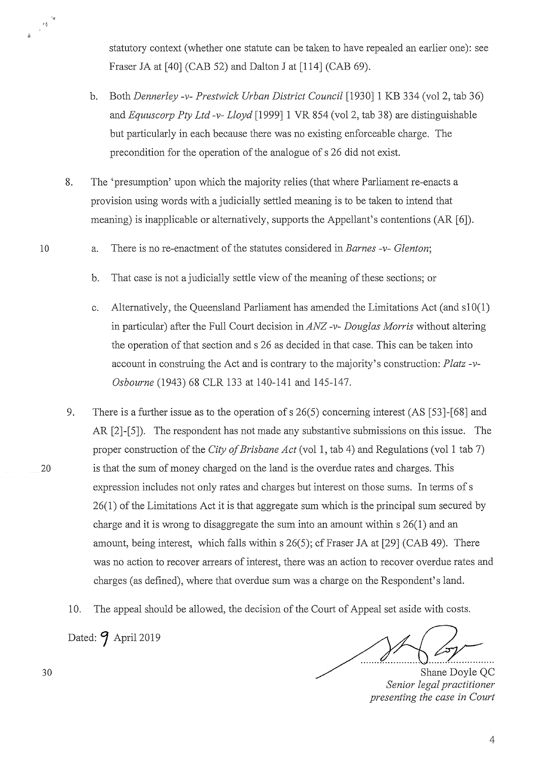statutory context (whether one statute can be taken to have repealed an earlier one): see Fraser JA at [40] (CAB 52) and Dalton J at [114] (CAB 69).

b. Both *Dennerley -v- Prestwick Urban District Council* [1930] 1 KB 334 (vol 2, tab 36) and *Equuscorp Pty Ltd -v- Lloyd* [1999] 1 VR 854 (vol 2, tab 38) are distinguishable but particularly in each because there was no existing enforceable charge. The precondition for the operation of the analogue of s 26 did not exist.

8. The 'presumption' upon which the majority relies (that where Parliament re-enacts a provision using words with a judicially settled meaning is to be taken to intend that meaning) is inapplicable or alternatively, supports the Appellant's contentions (AR [6]).

   a. There is no re-enactment of the statutes considered in *Barnes -v- Glenton*;

   b. That case is not a judicially settle view of the meaning of these sections; or

   c. Alternatively, the Queensland Parliament has amended the Limitations Act (and s10(1) in particular) after the Full Court decision in *ANZ -v- Douglas Morris* without altering the operation of that section and s 26 as decided in that case. This can be taken into account in construing the Act and is contrary to the majority's construction: *Platz -v- Osbourne* (1943) 68 CLR 133 at 140-141 and 145-147.

9. There is a further issue as to the operation of s 26(5) concerning interest (AS [53]-[68] and AR [2]-[5]). The respondent has not made any substantive submissions on this issue. The proper construction of the *City of Brisbane Act* (vol 1, tab 4) and Regulations (vol 1 tab 7) is that the sum of money charged on the land is the overdue rates and charges. This expression includes not only rates and charges but interest on those sums. In terms of s 26(1) of the Limitations Act it is that aggregate sum which is the principal sum secured by charge and it is wrong to disaggregate the sum into an amount within s 26(1) and an amount, being interest, which falls within s 26(5); cf Fraser JA at [29] (CAB 49). There was no action to recover arrears of interest, there was an action to recover overdue rates and charges (as defined), where that overdue sum was a charge on the Respondent's land.

10. The appeal should be allowed, the decision of the Court of Appeal set aside with costs.

Dated: 9 April 2019

Shane Doyle QC
*Senior legal practitioner presenting the case in Court*